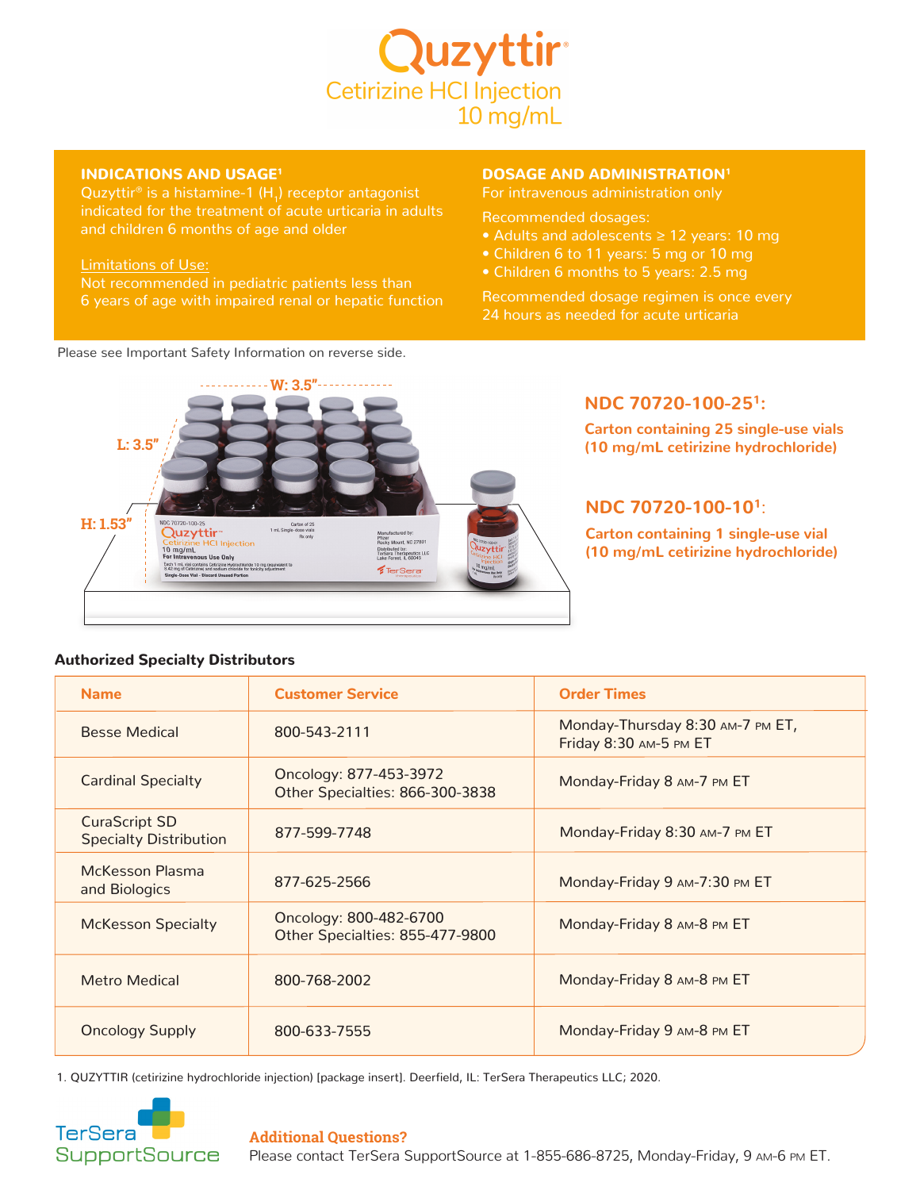# Quzyttir®

## Cetirizine HCl Injection 10 mg/mL

### INDICATIONS AND USAGE[1]

Quzyttir® is a histamine-1 ($H_1$) receptor antagonist indicated for the treatment of acute urticaria in adults and children 6 months of age and older

Limitations of Use:
Not recommended in pediatric patients less than 6 years of age with impaired renal or hepatic function

### DOSAGE AND ADMINISTRATION[1]

For intravenous administration only

Recommended dosages:

- Adults and adolescents ≥ 12 years: 10 mg
- Children 6 to 11 years: 5 mg or 10 mg
- Children 6 months to 5 years: 2.5 mg

Recommended dosage regimen is once every 24 hours as needed for acute urticaria

Please see Important Safety Information on reverse side.

W: 3.5"
L: 3.5"
H: 1.53"

### NDC 70720-100-25[1]:

Carton containing 25 single-use vials (10 mg/mL cetirizine hydrochloride)

### NDC 70720-100-10[1]:

Carton containing 1 single-use vial (10 mg/mL cetirizine hydrochloride)

**Authorized Specialty Distributors**

| Name | Customer Service | Order Times |
|---|---|---|
| Besse Medical | 800-543-2111 | Monday-Thursday 8:30 AM-7 PM ET, Friday 8:30 AM-5 PM ET |
| Cardinal Specialty | Oncology: 877-453-3972<br>Other Specialties: 866-300-3838 | Monday-Friday 8 AM-7 PM ET |
| CuraScript SD Specialty Distribution | 877-599-7748 | Monday-Friday 8:30 AM-7 PM ET |
| McKesson Plasma and Biologics | 877-625-2566 | Monday-Friday 9 AM-7:30 PM ET |
| McKesson Specialty | Oncology: 800-482-6700<br>Other Specialties: 855-477-9800 | Monday-Friday 8 AM-8 PM ET |
| Metro Medical | 800-768-2002 | Monday-Friday 8 AM-8 PM ET |
| Oncology Supply | 800-633-7555 | Monday-Friday 9 AM-8 PM ET |

1. QUZYTTIR (cetirizine hydrochloride injection) [package insert]. Deerfield, IL: TerSera Therapeutics LLC; 2020.

TerSera SupportSource

**Additional Questions?**
Please contact TerSera SupportSource at 1-855-686-8725, Monday-Friday, 9 AM-6 PM ET.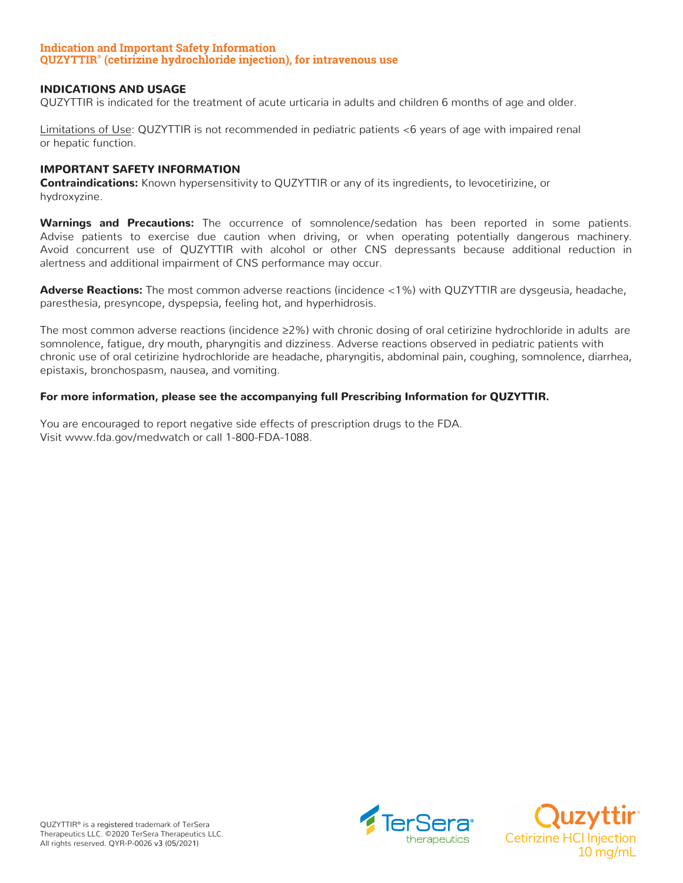**Indication and Important Safety Information**
**QUZYTTIR® (cetirizine hydrochloride injection), for intravenous use**

## INDICATIONS AND USAGE

QUZYTTIR is indicated for the treatment of acute urticaria in adults and children 6 months of age and older.

Limitations of Use: QUZYTTIR is not recommended in pediatric patients <6 years of age with impaired renal or hepatic function.

## IMPORTANT SAFETY INFORMATION

**Contraindications:** Known hypersensitivity to QUZYTTIR or any of its ingredients, to levocetirizine, or hydroxyzine.

**Warnings and Precautions:** The occurrence of somnolence/sedation has been reported in some patients. Advise patients to exercise due caution when driving, or when operating potentially dangerous machinery. Avoid concurrent use of QUZYTTIR with alcohol or other CNS depressants because additional reduction in alertness and additional impairment of CNS performance may occur.

**Adverse Reactions:** The most common adverse reactions (incidence <1%) with QUZYTTIR are dysgeusia, headache, paresthesia, presyncope, dyspepsia, feeling hot, and hyperhidrosis.

The most common adverse reactions (incidence ≥2%) with chronic dosing of oral cetirizine hydrochloride in adults are somnolence, fatigue, dry mouth, pharyngitis and dizziness. Adverse reactions observed in pediatric patients with chronic use of oral cetirizine hydrochloride are headache, pharyngitis, abdominal pain, coughing, somnolence, diarrhea, epistaxis, bronchospasm, nausea, and vomiting.

**For more information, please see the accompanying full Prescribing Information for QUZYTTIR.**

You are encouraged to report negative side effects of prescription drugs to the FDA.
Visit www.fda.gov/medwatch or call 1-800-FDA-1088.

QUZYTTIR® is a registered trademark of TerSera Therapeutics LLC. ©2020 TerSera Therapeutics LLC. All rights reserved. QYR-P-0026 v3 (05/2021)

TerSera® therapeutics

Quzyttir®
Cetirizine HCl Injection
10 mg/mL